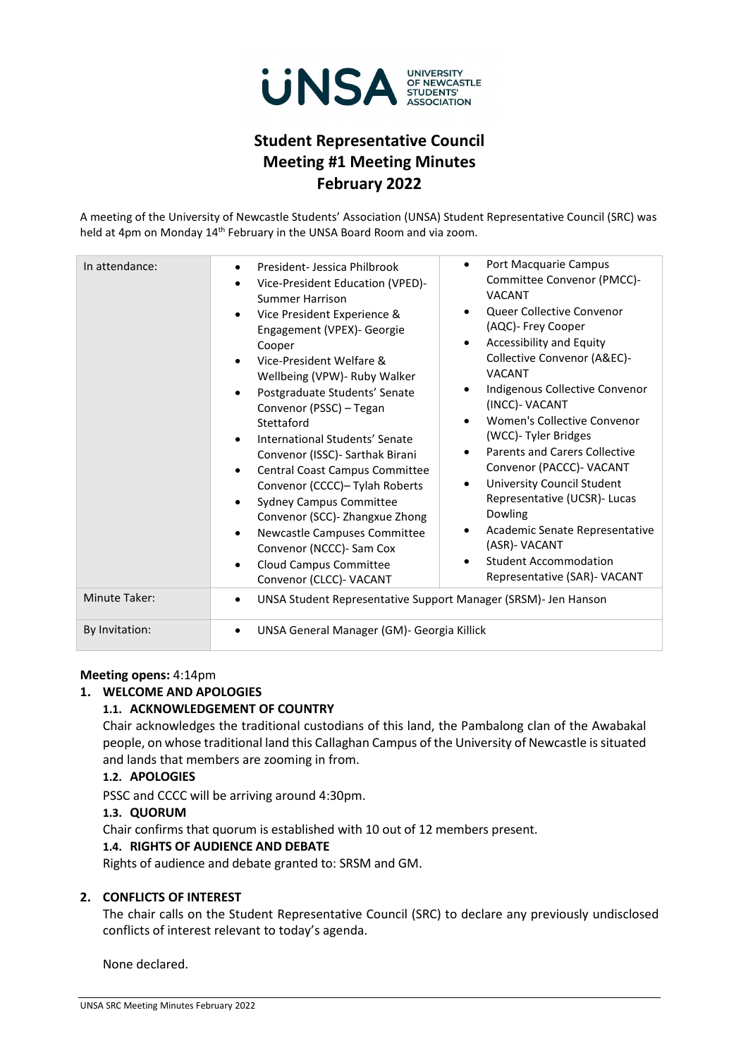UNSA UNIVERSITY OF NEWCASTLE STUDENTS' ASSOCIATION

# Student Representative Council
# Meeting #1 Meeting Minutes
# February 2022

A meeting of the University of Newcastle Students' Association (UNSA) Student Representative Council (SRC) was held at 4pm on Monday 14th February in the UNSA Board Room and via zoom.

| | | |
|---|---|---|
| In attendance: | • President- Jessica Philbrook<br>• Vice-President Education (VPED)- Summer Harrison<br>• Vice President Experience & Engagement (VPEX)- Georgie Cooper<br>• Vice-President Welfare & Wellbeing (VPW)- Ruby Walker<br>• Postgraduate Students' Senate Convenor (PSSC) – Tegan Stettaford<br>• International Students' Senate Convenor (ISSC)- Sarthak Birani<br>• Central Coast Campus Committee Convenor (CCCC)– Tylah Roberts<br>• Sydney Campus Committee Convenor (SCC)- Zhangxue Zhong<br>• Newcastle Campuses Committee Convenor (NCCC)- Sam Cox<br>• Cloud Campus Committee Convenor (CLCC)- VACANT | • Port Macquarie Campus Committee Convenor (PMCC)- VACANT<br>• Queer Collective Convenor (AQC)- Frey Cooper<br>• Accessibility and Equity Collective Convenor (A&EC)- VACANT<br>• Indigenous Collective Convenor (INCC)- VACANT<br>• Women's Collective Convenor (WCC)- Tyler Bridges<br>• Parents and Carers Collective Convenor (PACCC)- VACANT<br>• University Council Student Representative (UCSR)- Lucas Dowling<br>• Academic Senate Representative (ASR)- VACANT<br>• Student Accommodation Representative (SAR)- VACANT |
| Minute Taker: | • UNSA Student Representative Support Manager (SRSM)- Jen Hanson | |
| By Invitation: | • UNSA General Manager (GM)- Georgia Killick | |

**Meeting opens:** 4:14pm

## 1. WELCOME AND APOLOGIES

### 1.1. ACKNOWLEDGEMENT OF COUNTRY

Chair acknowledges the traditional custodians of this land, the Pambalong clan of the Awabakal people, on whose traditional land this Callaghan Campus of the University of Newcastle is situated and lands that members are zooming in from.

### 1.2. APOLOGIES

PSSC and CCCC will be arriving around 4:30pm.

### 1.3. QUORUM

Chair confirms that quorum is established with 10 out of 12 members present.

### 1.4. RIGHTS OF AUDIENCE AND DEBATE

Rights of audience and debate granted to: SRSM and GM.

## 2. CONFLICTS OF INTEREST

The chair calls on the Student Representative Council (SRC) to declare any previously undisclosed conflicts of interest relevant to today's agenda.

None declared.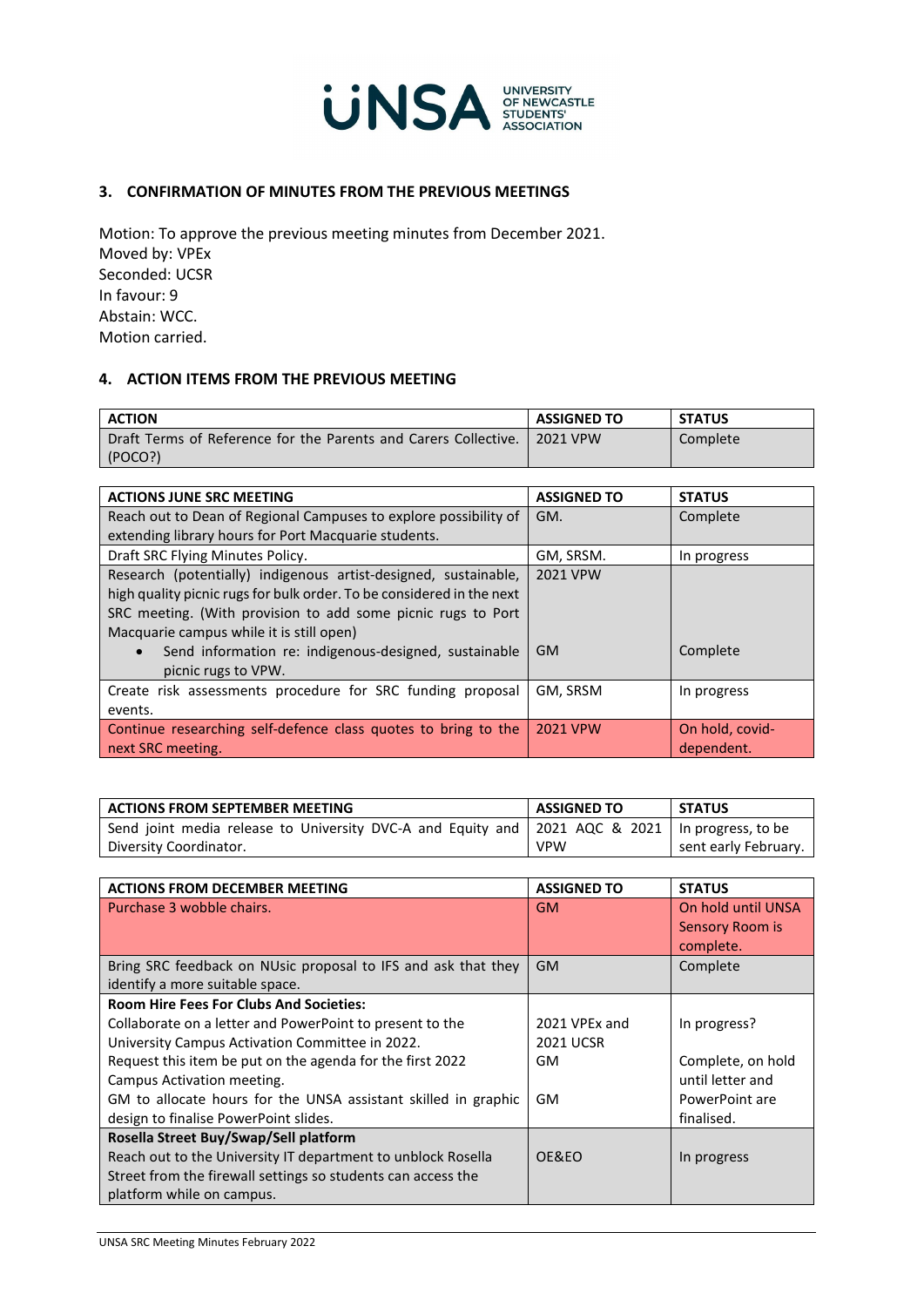## 3. CONFIRMATION OF MINUTES FROM THE PREVIOUS MEETINGS

Motion: To approve the previous meeting minutes from December 2021.
Moved by: VPEx
Seconded: UCSR
In favour: 9
Abstain: WCC.
Motion carried.

## 4. ACTION ITEMS FROM THE PREVIOUS MEETING

| ACTION | ASSIGNED TO | STATUS |
|---|---|---|
| Draft Terms of Reference for the Parents and Carers Collective. (POCO?) | 2021 VPW | Complete |

| ACTIONS JUNE SRC MEETING | ASSIGNED TO | STATUS |
|---|---|---|
| Reach out to Dean of Regional Campuses to explore possibility of extending library hours for Port Macquarie students. | GM. | Complete |
| Draft SRC Flying Minutes Policy. | GM, SRSM. | In progress |
| Research (potentially) indigenous artist-designed, sustainable, high quality picnic rugs for bulk order. To be considered in the next SRC meeting. (With provision to add some picnic rugs to Port Macquarie campus while it is still open) | 2021 VPW | |
| • Send information re: indigenous-designed, sustainable picnic rugs to VPW. | GM | Complete |
| Create risk assessments procedure for SRC funding proposal events. | GM, SRSM | In progress |
| Continue researching self-defence class quotes to bring to the next SRC meeting. | 2021 VPW | On hold, covid-dependent. |

| ACTIONS FROM SEPTEMBER MEETING | ASSIGNED TO | STATUS |
|---|---|---|
| Send joint media release to University DVC-A and Equity and Diversity Coordinator. | 2021 AQC & 2021 VPW | In progress, to be sent early February. |

| ACTIONS FROM DECEMBER MEETING | ASSIGNED TO | STATUS |
|---|---|---|
| Purchase 3 wobble chairs. | GM | On hold until UNSA Sensory Room is complete. |
| Bring SRC feedback on NUsic proposal to IFS and ask that they identify a more suitable space. | GM | Complete |
| **Room Hire Fees For Clubs And Societies:** | | |
| Collaborate on a letter and PowerPoint to present to the University Campus Activation Committee in 2022. | 2021 VPEx and 2021 UCSR | In progress? |
| Request this item be put on the agenda for the first 2022 Campus Activation meeting. | GM | Complete, on hold until letter and PowerPoint are finalised. |
| GM to allocate hours for the UNSA assistant skilled in graphic design to finalise PowerPoint slides. | GM | |
| **Rosella Street Buy/Swap/Sell platform** | | |
| Reach out to the University IT department to unblock Rosella Street from the firewall settings so students can access the platform while on campus. | OE&EO | In progress |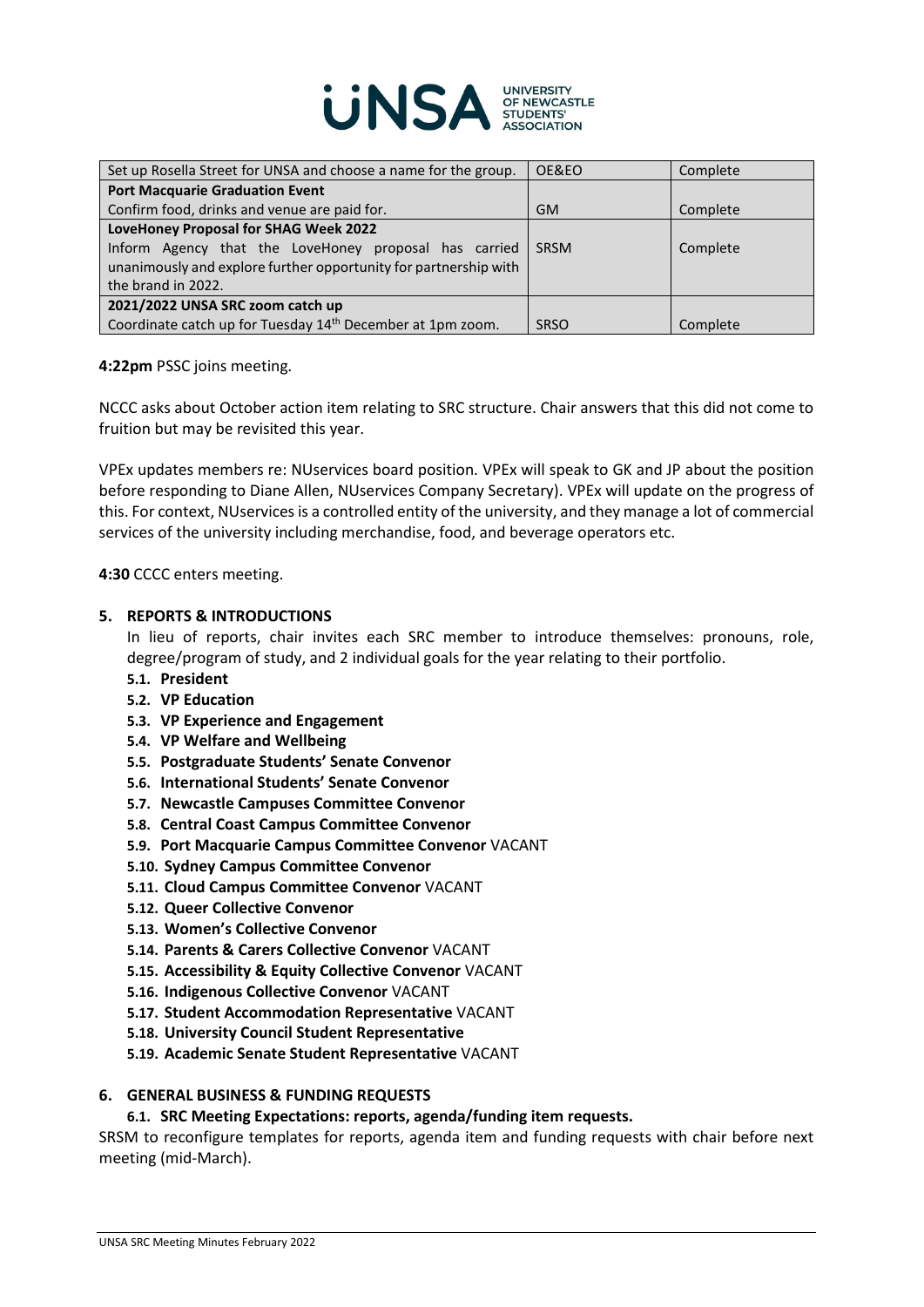| Set up Rosella Street for UNSA and choose a name for the group. | OE&EO | Complete |
|---|---|---|
| **Port Macquarie Graduation Event**<br>Confirm food, drinks and venue are paid for. | GM | Complete |
| **LoveHoney Proposal for SHAG Week 2022**<br>Inform Agency that the LoveHoney proposal has carried unanimously and explore further opportunity for partnership with the brand in 2022. | SRSM | Complete |
| **2021/2022 UNSA SRC zoom catch up**<br>Coordinate catch up for Tuesday 14th December at 1pm zoom. | SRSO | Complete |

**4:22pm** PSSC joins meeting.

NCCC asks about October action item relating to SRC structure. Chair answers that this did not come to fruition but may be revisited this year.

VPEx updates members re: NUservices board position. VPEx will speak to GK and JP about the position before responding to Diane Allen, NUservices Company Secretary). VPEx will update on the progress of this. For context, NUservices is a controlled entity of the university, and they manage a lot of commercial services of the university including merchandise, food, and beverage operators etc.

**4:30** CCCC enters meeting.

## 5. REPORTS & INTRODUCTIONS

In lieu of reports, chair invites each SRC member to introduce themselves: pronouns, role, degree/program of study, and 2 individual goals for the year relating to their portfolio.

- **5.1. President**
- **5.2. VP Education**
- **5.3. VP Experience and Engagement**
- **5.4. VP Welfare and Wellbeing**
- **5.5. Postgraduate Students' Senate Convenor**
- **5.6. International Students' Senate Convenor**
- **5.7. Newcastle Campuses Committee Convenor**
- **5.8. Central Coast Campus Committee Convenor**
- **5.9. Port Macquarie Campus Committee Convenor** VACANT
- **5.10. Sydney Campus Committee Convenor**
- **5.11. Cloud Campus Committee Convenor** VACANT
- **5.12. Queer Collective Convenor**
- **5.13. Women's Collective Convenor**
- **5.14. Parents & Carers Collective Convenor** VACANT
- **5.15. Accessibility & Equity Collective Convenor** VACANT
- **5.16. Indigenous Collective Convenor** VACANT
- **5.17. Student Accommodation Representative** VACANT
- **5.18. University Council Student Representative**
- **5.19. Academic Senate Student Representative** VACANT

## 6. GENERAL BUSINESS & FUNDING REQUESTS

### 6.1. SRC Meeting Expectations: reports, agenda/funding item requests.

SRSM to reconfigure templates for reports, agenda item and funding requests with chair before next meeting (mid-March).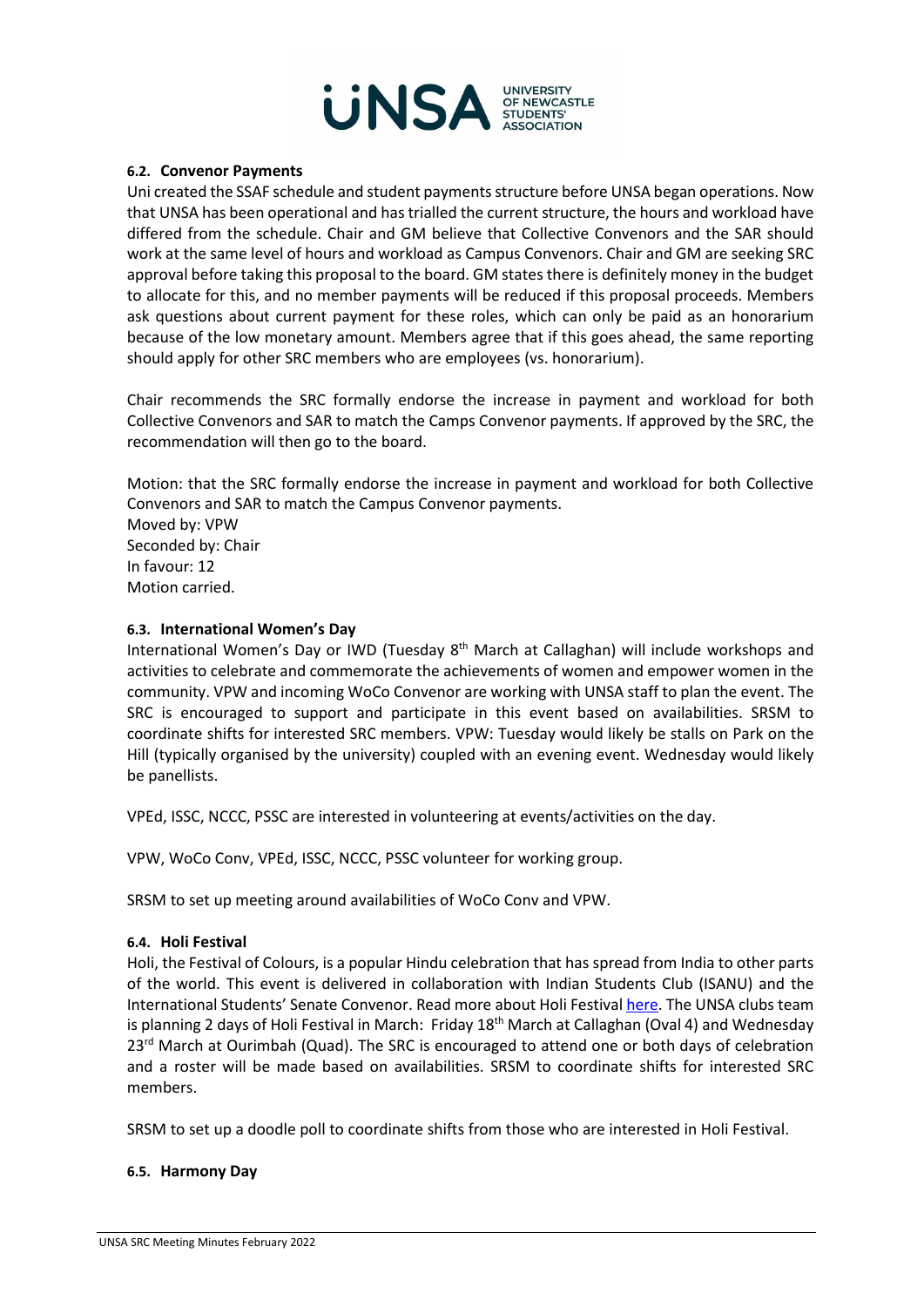### 6.2. Convenor Payments

Uni created the SSAF schedule and student payments structure before UNSA began operations. Now that UNSA has been operational and has trialled the current structure, the hours and workload have differed from the schedule. Chair and GM believe that Collective Convenors and the SAR should work at the same level of hours and workload as Campus Convenors. Chair and GM are seeking SRC approval before taking this proposal to the board. GM states there is definitely money in the budget to allocate for this, and no member payments will be reduced if this proposal proceeds. Members ask questions about current payment for these roles, which can only be paid as an honorarium because of the low monetary amount. Members agree that if this goes ahead, the same reporting should apply for other SRC members who are employees (vs. honorarium).

Chair recommends the SRC formally endorse the increase in payment and workload for both Collective Convenors and SAR to match the Camps Convenor payments. If approved by the SRC, the recommendation will then go to the board.

Motion: that the SRC formally endorse the increase in payment and workload for both Collective Convenors and SAR to match the Campus Convenor payments.
Moved by: VPW
Seconded by: Chair
In favour: 12
Motion carried.

### 6.3. International Women's Day

International Women's Day or IWD (Tuesday 8th March at Callaghan) will include workshops and activities to celebrate and commemorate the achievements of women and empower women in the community. VPW and incoming WoCo Convenor are working with UNSA staff to plan the event. The SRC is encouraged to support and participate in this event based on availabilities. SRSM to coordinate shifts for interested SRC members. VPW: Tuesday would likely be stalls on Park on the Hill (typically organised by the university) coupled with an evening event. Wednesday would likely be panellists.

VPEd, ISSC, NCCC, PSSC are interested in volunteering at events/activities on the day.

VPW, WoCo Conv, VPEd, ISSC, NCCC, PSSC volunteer for working group.

SRSM to set up meeting around availabilities of WoCo Conv and VPW.

### 6.4. Holi Festival

Holi, the Festival of Colours, is a popular Hindu celebration that has spread from India to other parts of the world. This event is delivered in collaboration with Indian Students Club (ISANU) and the International Students' Senate Convenor. Read more about Holi Festival here. The UNSA clubs team is planning 2 days of Holi Festival in March: Friday 18th March at Callaghan (Oval 4) and Wednesday 23rd March at Ourimbah (Quad). The SRC is encouraged to attend one or both days of celebration and a roster will be made based on availabilities. SRSM to coordinate shifts for interested SRC members.

SRSM to set up a doodle poll to coordinate shifts from those who are interested in Holi Festival.

### 6.5. Harmony Day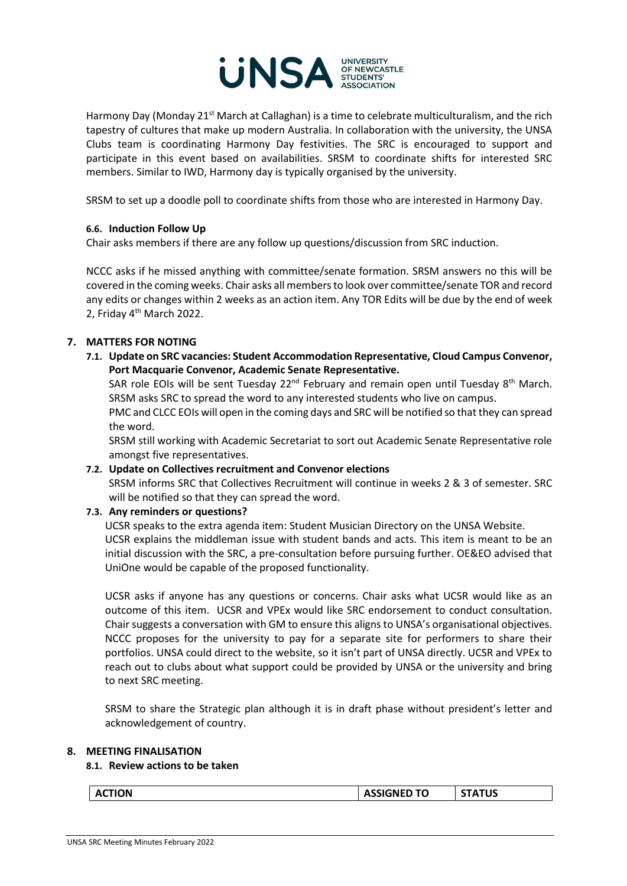Harmony Day (Monday 21st March at Callaghan) is a time to celebrate multiculturalism, and the rich tapestry of cultures that make up modern Australia. In collaboration with the university, the UNSA Clubs team is coordinating Harmony Day festivities. The SRC is encouraged to support and participate in this event based on availabilities. SRSM to coordinate shifts for interested SRC members. Similar to IWD, Harmony day is typically organised by the university.

SRSM to set up a doodle poll to coordinate shifts from those who are interested in Harmony Day.

#### 6.6. Induction Follow Up

Chair asks members if there are any follow up questions/discussion from SRC induction.

NCCC asks if he missed anything with committee/senate formation. SRSM answers no this will be covered in the coming weeks. Chair asks all members to look over committee/senate TOR and record any edits or changes within 2 weeks as an action item. Any TOR Edits will be due by the end of week 2, Friday 4th March 2022.

## 7. MATTERS FOR NOTING

### 7.1. Update on SRC vacancies: Student Accommodation Representative, Cloud Campus Convenor, Port Macquarie Convenor, Academic Senate Representative.

SAR role EOIs will be sent Tuesday 22nd February and remain open until Tuesday 8th March. SRSM asks SRC to spread the word to any interested students who live on campus.

PMC and CLCC EOIs will open in the coming days and SRC will be notified so that they can spread the word.

SRSM still working with Academic Secretariat to sort out Academic Senate Representative role amongst five representatives.

### 7.2. Update on Collectives recruitment and Convenor elections

SRSM informs SRC that Collectives Recruitment will continue in weeks 2 & 3 of semester. SRC will be notified so that they can spread the word.

### 7.3. Any reminders or questions?

UCSR speaks to the extra agenda item: Student Musician Directory on the UNSA Website.

UCSR explains the middleman issue with student bands and acts. This item is meant to be an initial discussion with the SRC, a pre-consultation before pursuing further. OE&EO advised that UniOne would be capable of the proposed functionality.

UCSR asks if anyone has any questions or concerns. Chair asks what UCSR would like as an outcome of this item. UCSR and VPEx would like SRC endorsement to conduct consultation. Chair suggests a conversation with GM to ensure this aligns to UNSA's organisational objectives. NCCC proposes for the university to pay for a separate site for performers to share their portfolios. UNSA could direct to the website, so it isn't part of UNSA directly. UCSR and VPEx to reach out to clubs about what support could be provided by UNSA or the university and bring to next SRC meeting.

SRSM to share the Strategic plan although it is in draft phase without president's letter and acknowledgement of country.

## 8. MEETING FINALISATION

### 8.1. Review actions to be taken

| ACTION | ASSIGNED TO | STATUS |
|---|---|---|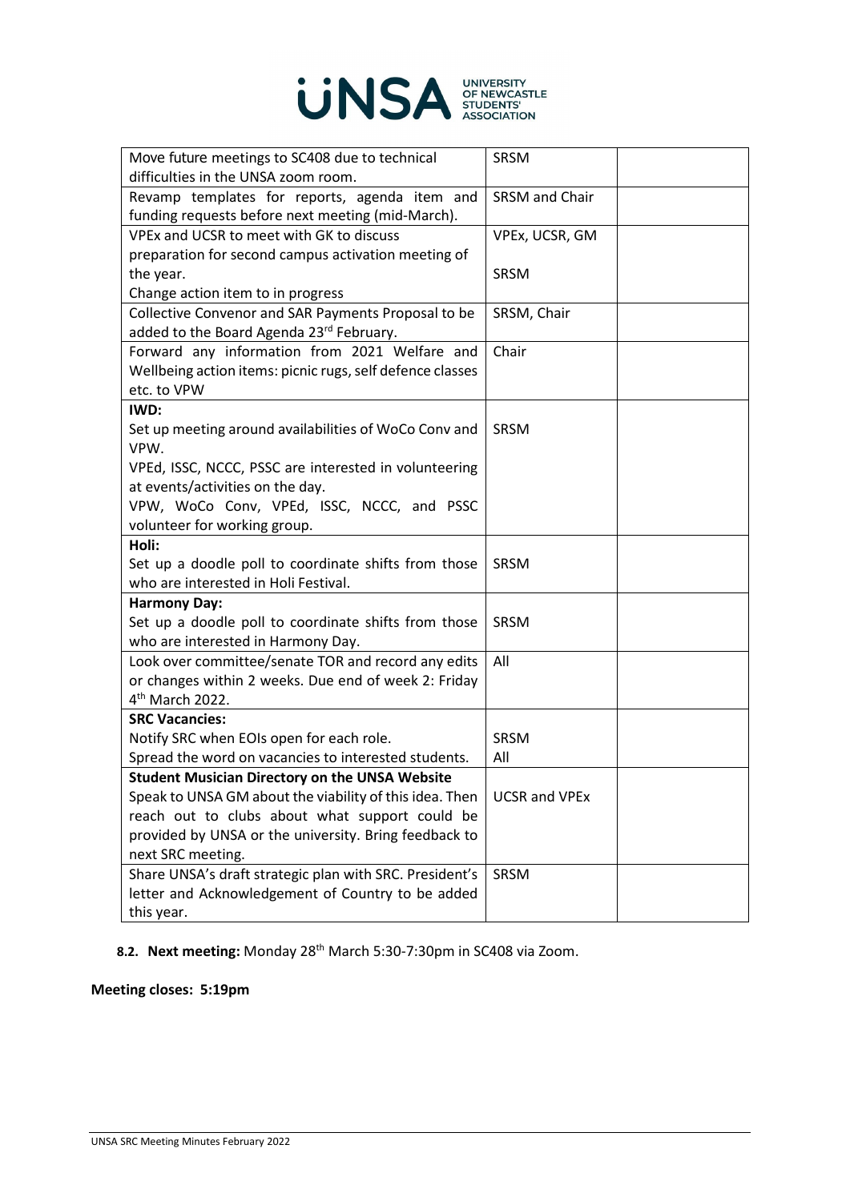| | | |
|---|---|---|
| Move future meetings to SC408 due to technical difficulties in the UNSA zoom room. | SRSM | |
| Revamp templates for reports, agenda item and funding requests before next meeting (mid-March). | SRSM and Chair | |
| VPEx and UCSR to meet with GK to discuss preparation for second campus activation meeting of the year.<br>Change action item to in progress | VPEx, UCSR, GM<br><br>SRSM | |
| Collective Convenor and SAR Payments Proposal to be added to the Board Agenda 23rd February. | SRSM, Chair | |
| Forward any information from 2021 Welfare and Wellbeing action items: picnic rugs, self defence classes etc. to VPW | Chair | |
| **IWD:**<br>Set up meeting around availabilities of WoCo Conv and VPW.<br>VPEd, ISSC, NCCC, PSSC are interested in volunteering at events/activities on the day.<br>VPW, WoCo Conv, VPEd, ISSC, NCCC, and PSSC volunteer for working group. | SRSM | |
| **Holi:**<br>Set up a doodle poll to coordinate shifts from those who are interested in Holi Festival. | SRSM | |
| **Harmony Day:**<br>Set up a doodle poll to coordinate shifts from those who are interested in Harmony Day. | SRSM | |
| Look over committee/senate TOR and record any edits or changes within 2 weeks. Due end of week 2: Friday 4th March 2022. | All | |
| **SRC Vacancies:**<br>Notify SRC when EOIs open for each role.<br>Spread the word on vacancies to interested students. | <br>SRSM<br>All | |
| **Student Musician Directory on the UNSA Website**<br>Speak to UNSA GM about the viability of this idea. Then reach out to clubs about what support could be provided by UNSA or the university. Bring feedback to next SRC meeting. | UCSR and VPEx | |
| Share UNSA's draft strategic plan with SRC. President's letter and Acknowledgement of Country to be added this year. | SRSM | |

**8.2. Next meeting:** Monday 28th March 5:30-7:30pm in SC408 via Zoom.

**Meeting closes: 5:19pm**